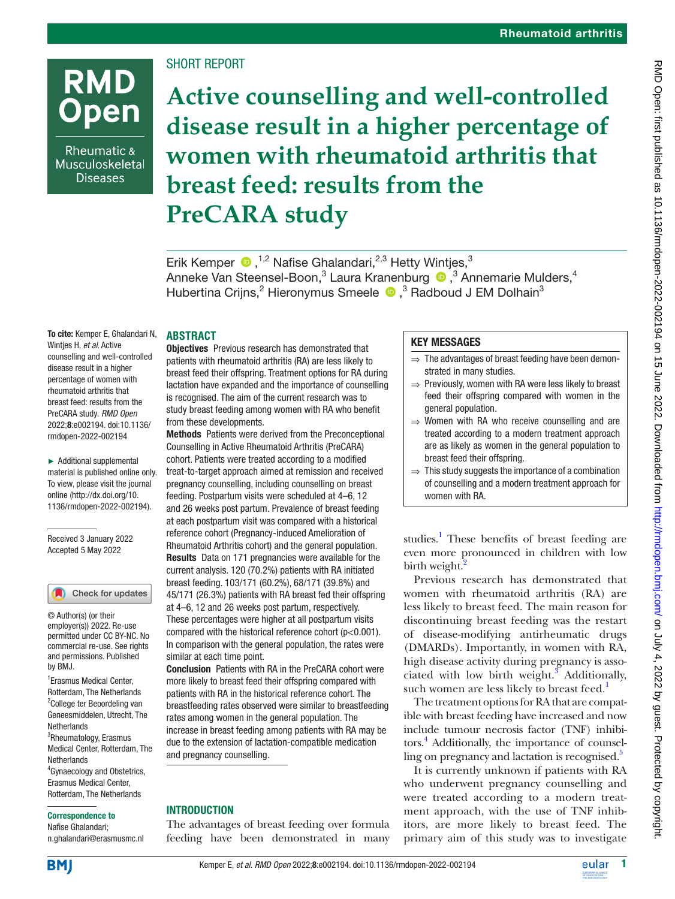SHORT REPORT

# Active counselling and well-controlled disease result in a higher percentage of women with rheumatoid arthritis that breast feed: results from the PreCARA study

Erik Kemper ,[1,2] Nafise Ghalandari,[2,3] Hetty Wintjes,[3] Anneke Van Steensel-Boon,[3] Laura Kranenburg ,[3] Annemarie Mulders,[4] Hubertina Crijns,[2] Hieronymus Smeele ,[3] Radboud J EM Dolhain[3]

**To cite:** Kemper E, Ghalandari N, Wintjes H, *et al*. Active counselling and well-controlled disease result in a higher percentage of women with rheumatoid arthritis that breast feed: results from the PreCARA study. *RMD Open* 2022;**8**:e002194. doi:10.1136/rmdopen-2022-002194

► Additional supplemental material is published online only. To view, please visit the journal online (http://dx.doi.org/10.1136/rmdopen-2022-002194).

Received 3 January 2022
Accepted 5 May 2022

© Author(s) (or their employer(s)) 2022. Re-use permitted under CC BY-NC. No commercial re-use. See rights and permissions. Published by BMJ.

[1]Erasmus Medical Center, Rotterdam, The Netherlands
[2]College ter Beoordeling van Geneesmiddelen, Utrecht, The Netherlands
[3]Rheumatology, Erasmus Medical Center, Rotterdam, The Netherlands
[4]Gynaecology and Obstetrics, Erasmus Medical Center, Rotterdam, The Netherlands

**Correspondence to**
Nafise Ghalandari;
n.ghalandari@erasmusmc.nl

## ABSTRACT

**Objectives** Previous research has demonstrated that patients with rheumatoid arthritis (RA) are less likely to breast feed their offspring. Treatment options for RA during lactation have expanded and the importance of counselling is recognised. The aim of the current research was to study breast feeding among women with RA who benefit from these developments.

**Methods** Patients were derived from the Preconceptional Counselling in Active Rheumatoid Arthritis (PreCARA) cohort. Patients were treated according to a modified treat-to-target approach aimed at remission and received pregnancy counselling, including counselling on breast feeding. Postpartum visits were scheduled at 4–6, 12 and 26 weeks post partum. Prevalence of breast feeding at each postpartum visit was compared with a historical reference cohort (Pregnancy-induced Amelioration of Rheumatoid Arthritis cohort) and the general population.

**Results** Data on 171 pregnancies were available for the current analysis. 120 (70.2%) patients with RA initiated breast feeding. 103/171 (60.2%), 68/171 (39.8%) and 45/171 (26.3%) patients with RA breast fed their offspring at 4–6, 12 and 26 weeks post partum, respectively. These percentages were higher at all postpartum visits compared with the historical reference cohort ($p<0.001$). In comparison with the general population, the rates were similar at each time point.

**Conclusion** Patients with RA in the PreCARA cohort were more likely to breast feed their offspring compared with patients with RA in the historical reference cohort. The breastfeeding rates observed were similar to breastfeeding rates among women in the general population. The increase in breast feeding among patients with RA may be due to the extension of lactation-compatible medication and pregnancy counselling.

## KEY MESSAGES

⇒ The advantages of breast feeding have been demonstrated in many studies.

⇒ Previously, women with RA were less likely to breast feed their offspring compared with women in the general population.

⇒ Women with RA who receive counselling and are treated according to a modern treatment approach are as likely as women in the general population to breast feed their offspring.

⇒ This study suggests the importance of a combination of counselling and a modern treatment approach for women with RA.

## INTRODUCTION

The advantages of breast feeding over formula feeding have been demonstrated in many studies.[1] These benefits of breast feeding are even more pronounced in children with low birth weight.[2]

Previous research has demonstrated that women with rheumatoid arthritis (RA) are less likely to breast feed. The main reason for discontinuing breast feeding was the restart of disease-modifying antirheumatic drugs (DMARDs). Importantly, in women with RA, high disease activity during pregnancy is associated with low birth weight.[3] Additionally, such women are less likely to breast feed.[1]

The treatment options for RA that are compatible with breast feeding have increased and now include tumour necrosis factor (TNF) inhibitors.[4] Additionally, the importance of counselling on pregnancy and lactation is recognised.[5]

It is currently unknown if patients with RA who underwent pregnancy counselling and were treated according to a modern treatment approach, with the use of TNF inhibitors, are more likely to breast feed. The primary aim of this study was to investigate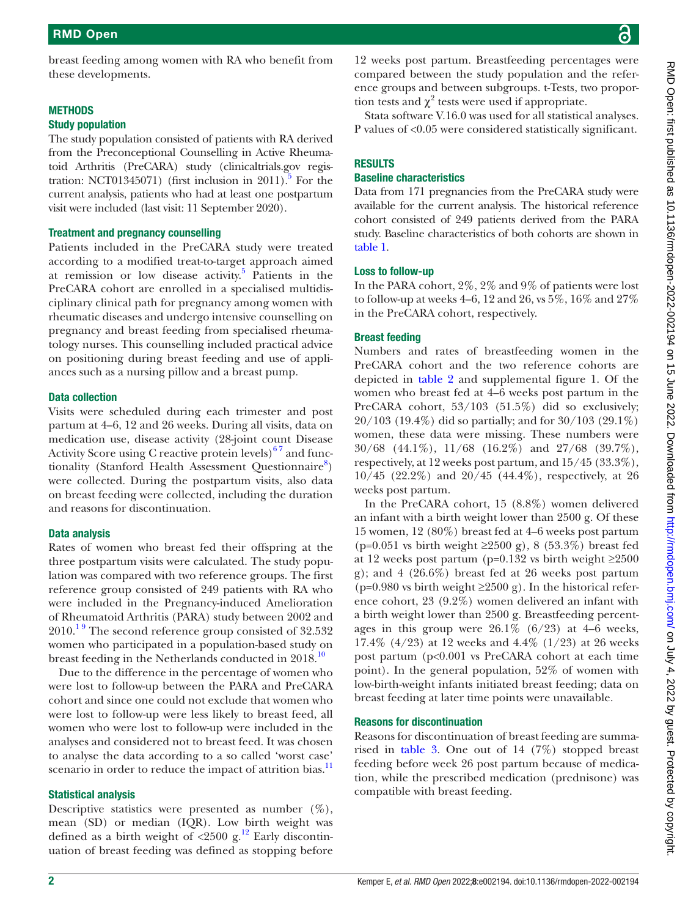breast feeding among women with RA who benefit from these developments.

## METHODS

### Study population

The study population consisted of patients with RA derived from the Preconceptional Counselling in Active Rheumatoid Arthritis (PreCARA) study (clinicaltrials.gov registration: NCT01345071) (first inclusion in 2011).[5] For the current analysis, patients who had at least one postpartum visit were included (last visit: 11 September 2020).

### Treatment and pregnancy counselling

Patients included in the PreCARA study were treated according to a modified treat-to-target approach aimed at remission or low disease activity.[5] Patients in the PreCARA cohort are enrolled in a specialised multidisciplinary clinical path for pregnancy among women with rheumatic diseases and undergo intensive counselling on pregnancy and breast feeding from specialised rheumatology nurses. This counselling included practical advice on positioning during breast feeding and use of appliances such as a nursing pillow and a breast pump.

### Data collection

Visits were scheduled during each trimester and post partum at 4–6, 12 and 26 weeks. During all visits, data on medication use, disease activity (28-joint count Disease Activity Score using C reactive protein levels)[6 7] and functionality (Stanford Health Assessment Questionnaire[8]) were collected. During the postpartum visits, also data on breast feeding were collected, including the duration and reasons for discontinuation.

### Data analysis

Rates of women who breast fed their offspring at the three postpartum visits were calculated. The study population was compared with two reference groups. The first reference group consisted of 249 patients with RA who were included in the Pregnancy-induced Amelioration of Rheumatoid Arthritis (PARA) study between 2002 and 2010.[1 9] The second reference group consisted of 32.532 women who participated in a population-based study on breast feeding in the Netherlands conducted in 2018.[10]

Due to the difference in the percentage of women who were lost to follow-up between the PARA and PreCARA cohort and since one could not exclude that women who were lost to follow-up were less likely to breast feed, all women who were lost to follow-up were included in the analyses and considered not to breast feed. It was chosen to analyse the data according to a so called 'worst case' scenario in order to reduce the impact of attrition bias.[11]

### Statistical analysis

Descriptive statistics were presented as number (%), mean (SD) or median (IQR). Low birth weight was defined as a birth weight of <2500 g.[12] Early discontinuation of breast feeding was defined as stopping before 12 weeks post partum. Breastfeeding percentages were compared between the study population and the reference groups and between subgroups. t-Tests, two proportion tests and $\chi^2$ tests were used if appropriate.

Stata software V.16.0 was used for all statistical analyses. P values of <0.05 were considered statistically significant.

## RESULTS

### Baseline characteristics

Data from 171 pregnancies from the PreCARA study were available for the current analysis. The historical reference cohort consisted of 249 patients derived from the PARA study. Baseline characteristics of both cohorts are shown in table 1.

### Loss to follow-up

In the PARA cohort, 2%, 2% and 9% of patients were lost to follow-up at weeks 4–6, 12 and 26, vs 5%, 16% and 27% in the PreCARA cohort, respectively.

### Breast feeding

Numbers and rates of breastfeeding women in the PreCARA cohort and the two reference cohorts are depicted in table 2 and supplemental figure 1. Of the women who breast fed at 4–6 weeks post partum in the PreCARA cohort, 53/103 (51.5%) did so exclusively; 20/103 (19.4%) did so partially; and for 30/103 (29.1%) women, these data were missing. These numbers were 30/68 (44.1%), 11/68 (16.2%) and 27/68 (39.7%), respectively, at 12 weeks post partum, and 15/45 (33.3%), 10/45 (22.2%) and 20/45 (44.4%), respectively, at 26 weeks post partum.

In the PreCARA cohort, 15 (8.8%) women delivered an infant with a birth weight lower than 2500 g. Of these 15 women, 12 (80%) breast fed at 4–6 weeks post partum (p=0.051 vs birth weight ≥2500 g), 8 (53.3%) breast fed at 12 weeks post partum (p=0.132 vs birth weight ≥2500 g); and 4 (26.6%) breast fed at 26 weeks post partum (p=0.980 vs birth weight ≥2500 g). In the historical reference cohort, 23 (9.2%) women delivered an infant with a birth weight lower than 2500 g. Breastfeeding percentages in this group were 26.1% (6/23) at 4–6 weeks, 17.4% (4/23) at 12 weeks and 4.4% (1/23) at 26 weeks post partum (p<0.001 vs PreCARA cohort at each time point). In the general population, 52% of women with low-birth-weight infants initiated breast feeding; data on breast feeding at later time points were unavailable.

### Reasons for discontinuation

Reasons for discontinuation of breast feeding are summarised in table 3. One out of 14 (7%) stopped breast feeding before week 26 post partum because of medication, while the prescribed medication (prednisone) was compatible with breast feeding.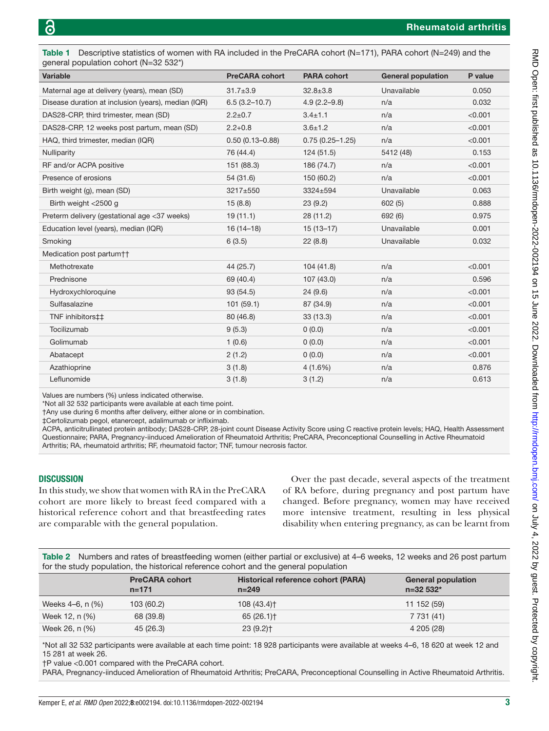**Table 1** Descriptive statistics of women with RA included in the PreCARA cohort (N=171), PARA cohort (N=249) and the general population cohort (N=32 532*)

| Variable | PreCARA cohort | PARA cohort | General population | P value |
|---|---|---|---|---|
| Maternal age at delivery (years), mean (SD) | 31.7±3.9 | 32.8±3.8 | Unavailable | 0.050 |
| Disease duration at inclusion (years), median (IQR) | 6.5 (3.2–10.7) | 4.9 (2.2–9.8) | n/a | 0.032 |
| DAS28-CRP, third trimester, mean (SD) | 2.2±0.7 | 3.4±1.1 | n/a | <0.001 |
| DAS28-CRP, 12 weeks post partum, mean (SD) | 2.2+0.8 | 3.6±1.2 | n/a | <0.001 |
| HAQ, third trimester, median (IQR) | 0.50 (0.13–0.88) | 0.75 (0.25–1.25) | n/a | <0.001 |
| Nulliparity | 76 (44.4) | 124 (51.5) | 5412 (48) | 0.153 |
| RF and/or ACPA positive | 151 (88.3) | 186 (74.7) | n/a | <0.001 |
| Presence of erosions | 54 (31.6) | 150 (60.2) | n/a | <0.001 |
| Birth weight (g), mean (SD) | 3217±550 | 3324±594 | Unavailable | 0.063 |
| Birth weight <2500 g | 15 (8.8) | 23 (9.2) | 602 (5) | 0.888 |
| Preterm delivery (gestational age <37 weeks) | 19 (11.1) | 28 (11.2) | 692 (6) | 0.975 |
| Education level (years), median (IQR) | 16 (14–18) | 15 (13–17) | Unavailable | 0.001 |
| Smoking | 6 (3.5) | 22 (8.8) | Unavailable | 0.032 |
| Medication post partum†† | | | | |
| Methotrexate | 44 (25.7) | 104 (41.8) | n/a | <0.001 |
| Prednisone | 69 (40.4) | 107 (43.0) | n/a | 0.596 |
| Hydroxychloroquine | 93 (54.5) | 24 (9.6) | n/a | <0.001 |
| Sulfasalazine | 101 (59.1) | 87 (34.9) | n/a | <0.001 |
| TNF inhibitors‡‡ | 80 (46.8) | 33 (13.3) | n/a | <0.001 |
| Tocilizumab | 9 (5.3) | 0 (0.0) | n/a | <0.001 |
| Golimumab | 1 (0.6) | 0 (0.0) | n/a | <0.001 |
| Abatacept | 2 (1.2) | 0 (0.0) | n/a | <0.001 |
| Azathioprine | 3 (1.8) | 4 (1.6%) | n/a | 0.876 |
| Leflunomide | 3 (1.8) | 3 (1.2) | n/a | 0.613 |

Values are numbers (%) unless indicated otherwise.
*Not all 32 532 participants were available at each time point.
†Any use during 6 months after delivery, either alone or in combination.
‡Certolizumab pegol, etanercept, adalimumab or infliximab.
ACPA, anticitrullinated protein antibody; DAS28-CRP, 28-joint count Disease Activity Score using C reactive protein levels; HAQ, Health Assessment Questionnaire; PARA, Pregnancy-iinduced Amelioration of Rheumatoid Arthritis; PreCARA, Preconceptional Counselling in Active Rheumatoid Arthritis; RA, rheumatoid arthritis; RF, rheumatoid factor; TNF, tumour necrosis factor.

## DISCUSSION

In this study, we show that women with RA in the PreCARA cohort are more likely to breast feed compared with a historical reference cohort and that breastfeeding rates are comparable with the general population.

Over the past decade, several aspects of the treatment of RA before, during pregnancy and post partum have changed. Before pregnancy, women may have received more intensive treatment, resulting in less physical disability when entering pregnancy, as can be learnt from

**Table 2** Numbers and rates of breastfeeding women (either partial or exclusive) at 4–6 weeks, 12 weeks and 26 post partum for the study population, the historical reference cohort and the general population

| | PreCARA cohort n=171 | Historical reference cohort (PARA) n=249 | General population n=32 532* |
|---|---|---|---|
| Weeks 4–6, n (%) | 103 (60.2) | 108 (43.4)† | 11 152 (59) |
| Week 12, n (%) | 68 (39.8) | 65 (26.1)† | 7 731 (41) |
| Week 26, n (%) | 45 (26.3) | 23 (9.2)† | 4 205 (28) |

*Not all 32 532 participants were available at each time point: 18 928 participants were available at weeks 4–6, 18 620 at week 12 and 15 281 at week 26.
†P value <0.001 compared with the PreCARA cohort.
PARA, Pregnancy-iinduced Amelioration of Rheumatoid Arthritis; PreCARA, Preconceptional Counselling in Active Rheumatoid Arthritis.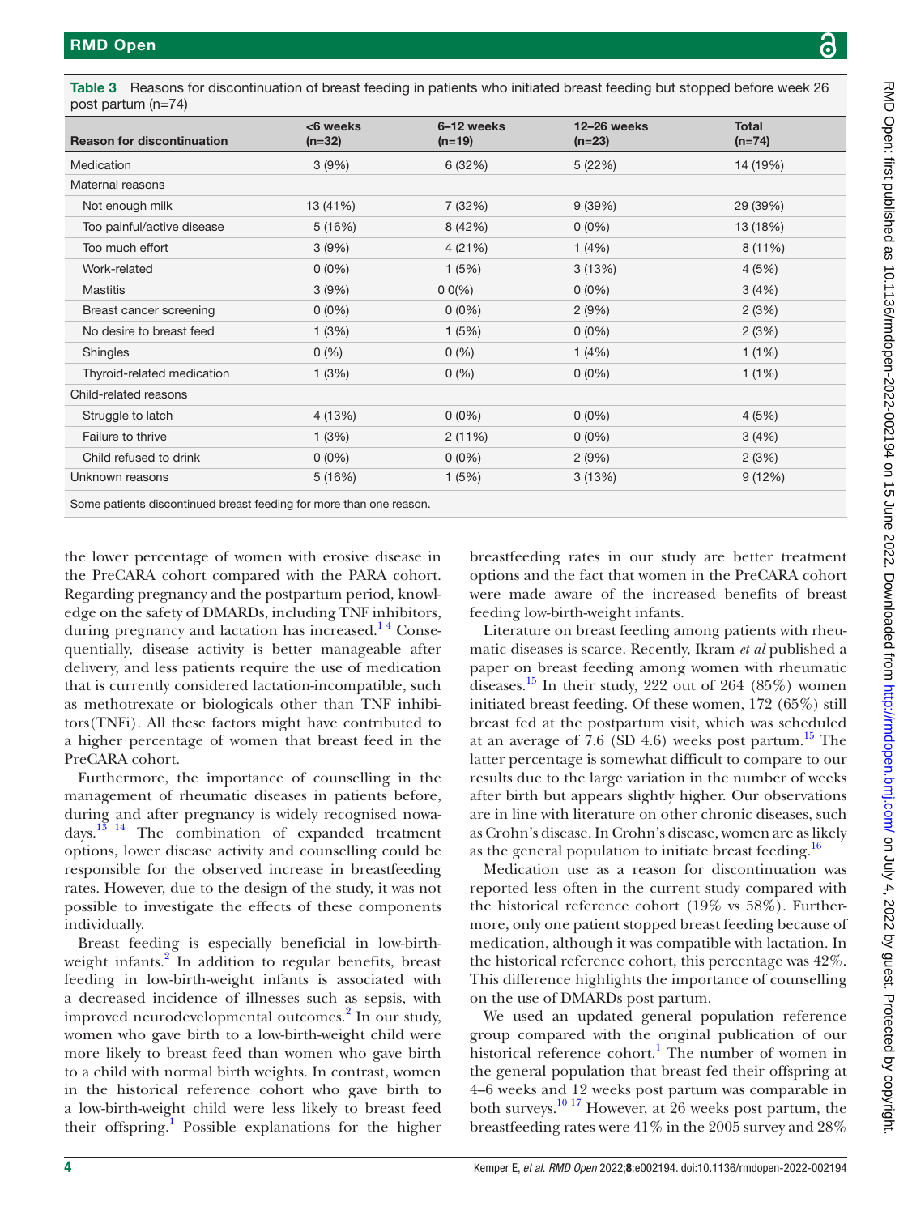**Table 3** Reasons for discontinuation of breast feeding in patients who initiated breast feeding but stopped before week 26 post partum (n=74)

| Reason for discontinuation | <6 weeks (n=32) | 6–12 weeks (n=19) | 12–26 weeks (n=23) | Total (n=74) |
|---|---|---|---|---|
| Medication | 3 (9%) | 6 (32%) | 5 (22%) | 14 (19%) |
| Maternal reasons | | | | |
| Not enough milk | 13 (41%) | 7 (32%) | 9 (39%) | 29 (39%) |
| Too painful/active disease | 5 (16%) | 8 (42%) | 0 (0%) | 13 (18%) |
| Too much effort | 3 (9%) | 4 (21%) | 1 (4%) | 8 (11%) |
| Work-related | 0 (0%) | 1 (5%) | 3 (13%) | 4 (5%) |
| Mastitis | 3 (9%) | 0 0(%) | 0 (0%) | 3 (4%) |
| Breast cancer screening | 0 (0%) | 0 (0%) | 2 (9%) | 2 (3%) |
| No desire to breast feed | 1 (3%) | 1 (5%) | 0 (0%) | 2 (3%) |
| Shingles | 0 (%) | 0 (%) | 1 (4%) | 1 (1%) |
| Thyroid-related medication | 1 (3%) | 0 (%) | 0 (0%) | 1 (1%) |
| Child-related reasons | | | | |
| Struggle to latch | 4 (13%) | 0 (0%) | 0 (0%) | 4 (5%) |
| Failure to thrive | 1 (3%) | 2 (11%) | 0 (0%) | 3 (4%) |
| Child refused to drink | 0 (0%) | 0 (0%) | 2 (9%) | 2 (3%) |
| Unknown reasons | 5 (16%) | 1 (5%) | 3 (13%) | 9 (12%) |

Some patients discontinued breast feeding for more than one reason.

the lower percentage of women with erosive disease in the PreCARA cohort compared with the PARA cohort. Regarding pregnancy and the postpartum period, knowledge on the safety of DMARDs, including TNF inhibitors, during pregnancy and lactation has increased.[1,4] Consequentially, disease activity is better manageable after delivery, and less patients require the use of medication that is currently considered lactation-incompatible, such as methotrexate or biologicals other than TNF inhibitors(TNFi). All these factors might have contributed to a higher percentage of women that breast feed in the PreCARA cohort.

Furthermore, the importance of counselling in the management of rheumatic diseases in patients before, during and after pregnancy is widely recognised nowadays.[13,14] The combination of expanded treatment options, lower disease activity and counselling could be responsible for the observed increase in breastfeeding rates. However, due to the design of the study, it was not possible to investigate the effects of these components individually.

Breast feeding is especially beneficial in low-birth-weight infants.[2] In addition to regular benefits, breast feeding in low-birth-weight infants is associated with a decreased incidence of illnesses such as sepsis, with improved neurodevelopmental outcomes.[2] In our study, women who gave birth to a low-birth-weight child were more likely to breast feed than women who gave birth to a child with normal birth weights. In contrast, women in the historical reference cohort who gave birth to a low-birth-weight child were less likely to breast feed their offspring.[1] Possible explanations for the higher breastfeeding rates in our study are better treatment options and the fact that women in the PreCARA cohort were made aware of the increased benefits of breast feeding low-birth-weight infants.

Literature on breast feeding among patients with rheumatic diseases is scarce. Recently, Ikram *et al* published a paper on breast feeding among women with rheumatic diseases.[15] In their study, 222 out of 264 (85%) women initiated breast feeding. Of these women, 172 (65%) still breast fed at the postpartum visit, which was scheduled at an average of 7.6 (SD 4.6) weeks post partum.[15] The latter percentage is somewhat difficult to compare to our results due to the large variation in the number of weeks after birth but appears slightly higher. Our observations are in line with literature on other chronic diseases, such as Crohn's disease. In Crohn's disease, women are as likely as the general population to initiate breast feeding.[16]

Medication use as a reason for discontinuation was reported less often in the current study compared with the historical reference cohort (19% vs 58%). Furthermore, only one patient stopped breast feeding because of medication, although it was compatible with lactation. In the historical reference cohort, this percentage was 42%. This difference highlights the importance of counselling on the use of DMARDs post partum.

We used an updated general population reference group compared with the original publication of our historical reference cohort.[1] The number of women in the general population that breast fed their offspring at 4–6 weeks and 12 weeks post partum was comparable in both surveys.[10,17] However, at 26 weeks post partum, the breastfeeding rates were 41% in the 2005 survey and 28%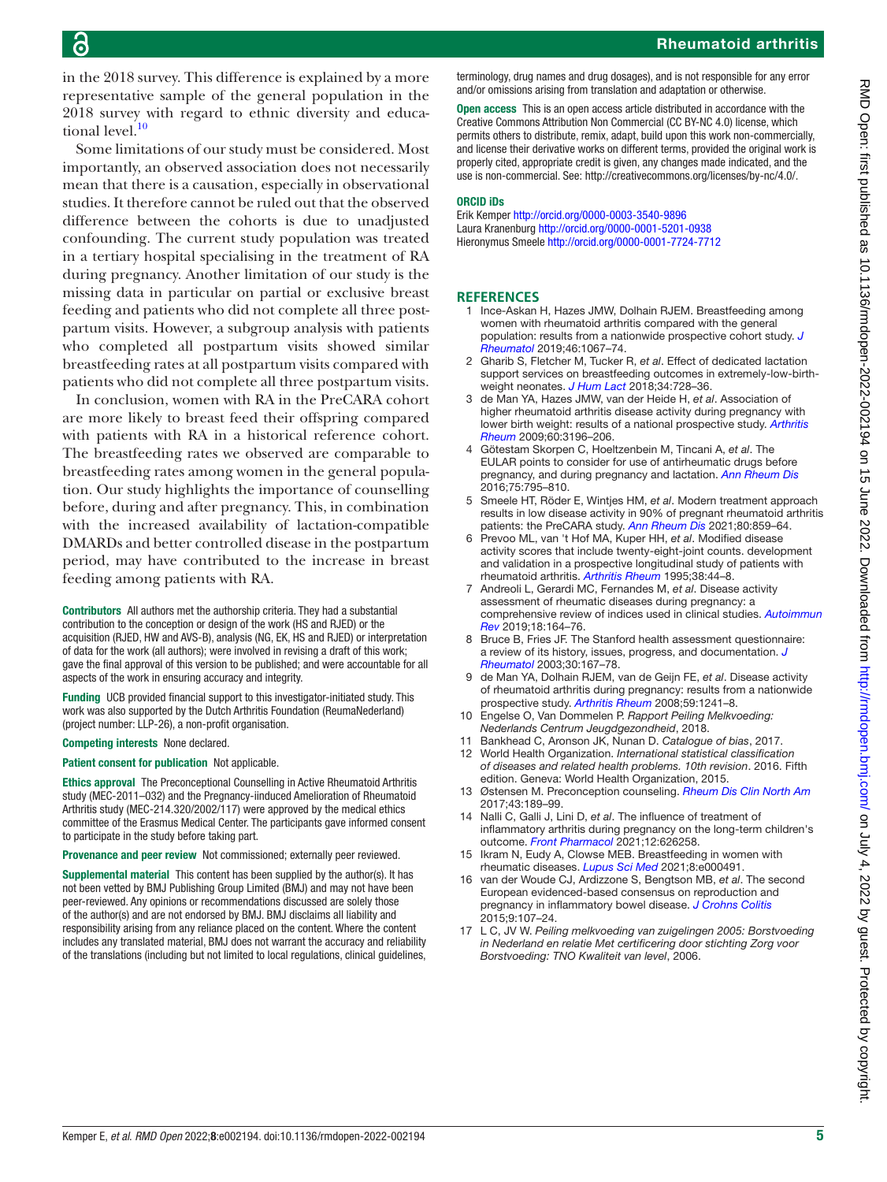in the 2018 survey. This difference is explained by a more representative sample of the general population in the 2018 survey with regard to ethnic diversity and educational level.[10]

Some limitations of our study must be considered. Most importantly, an observed association does not necessarily mean that there is a causation, especially in observational studies. It therefore cannot be ruled out that the observed difference between the cohorts is due to unadjusted confounding. The current study population was treated in a tertiary hospital specialising in the treatment of RA during pregnancy. Another limitation of our study is the missing data in particular on partial or exclusive breast feeding and patients who did not complete all three postpartum visits. However, a subgroup analysis with patients who completed all postpartum visits showed similar breastfeeding rates at all postpartum visits compared with patients who did not complete all three postpartum visits.

In conclusion, women with RA in the PreCARA cohort are more likely to breast feed their offspring compared with patients with RA in a historical reference cohort. The breastfeeding rates we observed are comparable to breastfeeding rates among women in the general population. Our study highlights the importance of counselling before, during and after pregnancy. This, in combination with the increased availability of lactation-compatible DMARDs and better controlled disease in the postpartum period, may have contributed to the increase in breast feeding among patients with RA.

**Contributors** All authors met the authorship criteria. They had a substantial contribution to the conception or design of the work (HS and RJED) or the acquisition (RJED, HW and AVS-B), analysis (NG, EK, HS and RJED) or interpretation of data for the work (all authors); were involved in revising a draft of this work; gave the final approval of this version to be published; and were accountable for all aspects of the work in ensuring accuracy and integrity.

**Funding** UCB provided financial support to this investigator-initiated study. This work was also supported by the Dutch Arthritis Foundation (ReumaNederland) (project number: LLP-26), a non-profit organisation.

**Competing interests** None declared.

**Patient consent for publication** Not applicable.

**Ethics approval** The Preconceptional Counselling in Active Rheumatoid Arthritis study (MEC-2011–032) and the Pregnancy-iinduced Amelioration of Rheumatoid Arthritis study (MEC-214.320/2002/117) were approved by the medical ethics committee of the Erasmus Medical Center. The participants gave informed consent to participate in the study before taking part.

**Provenance and peer review** Not commissioned; externally peer reviewed.

**Supplemental material** This content has been supplied by the author(s). It has not been vetted by BMJ Publishing Group Limited (BMJ) and may not have been peer-reviewed. Any opinions or recommendations discussed are solely those of the author(s) and are not endorsed by BMJ. BMJ disclaims all liability and responsibility arising from any reliance placed on the content. Where the content includes any translated material, BMJ does not warrant the accuracy and reliability of the translations (including but not limited to local regulations, clinical guidelines, terminology, drug names and drug dosages), and is not responsible for any error and/or omissions arising from translation and adaptation or otherwise.

**Open access** This is an open access article distributed in accordance with the Creative Commons Attribution Non Commercial (CC BY-NC 4.0) license, which permits others to distribute, remix, adapt, build upon this work non-commercially, and license their derivative works on different terms, provided the original work is properly cited, appropriate credit is given, any changes made indicated, and the use is non-commercial. See: http://creativecommons.org/licenses/by-nc/4.0/.

**ORCID iDs**

Erik Kemper http://orcid.org/0000-0003-3540-9896
Laura Kranenburg http://orcid.org/0000-0001-5201-0938
Hieronymus Smeele http://orcid.org/0000-0001-7724-7712

## REFERENCES

1. Ince-Askan H, Hazes JMW, Dolhain RJEM. Breastfeeding among women with rheumatoid arthritis compared with the general population: results from a nationwide prospective cohort study. *J Rheumatol* 2019;46:1067–74.
2. Gharib S, Fletcher M, Tucker R, *et al*. Effect of dedicated lactation support services on breastfeeding outcomes in extremely-low-birth-weight neonates. *J Hum Lact* 2018;34:728–36.
3. de Man YA, Hazes JMW, van der Heide H, *et al*. Association of higher rheumatoid arthritis disease activity during pregnancy with lower birth weight: results of a national prospective study. *Arthritis Rheum* 2009;60:3196–206.
4. Götestam Skorpen C, Hoeltzenbein M, Tincani A, *et al*. The EULAR points to consider for use of antirheumatic drugs before pregnancy, and during pregnancy and lactation. *Ann Rheum Dis* 2016;75:795–810.
5. Smeele HT, Röder E, Wintjes HM, *et al*. Modern treatment approach results in low disease activity in 90% of pregnant rheumatoid arthritis patients: the PreCARA study. *Ann Rheum Dis* 2021;80:859–64.
6. Prevoo ML, van 't Hof MA, Kuper HH, *et al*. Modified disease activity scores that include twenty-eight-joint counts. development and validation in a prospective longitudinal study of patients with rheumatoid arthritis. *Arthritis Rheum* 1995;38:44–8.
7. Andreoli L, Gerardi MC, Fernandes M, *et al*. Disease activity assessment of rheumatic diseases during pregnancy: a comprehensive review of indices used in clinical studies. *Autoimmun Rev* 2019;18:164–76.
8. Bruce B, Fries JF. The Stanford health assessment questionnaire: a review of its history, issues, progress, and documentation. *J Rheumatol* 2003;30:167–78.
9. de Man YA, Dolhain RJEM, van de Geijn FE, *et al*. Disease activity of rheumatoid arthritis during pregnancy: results from a nationwide prospective study. *Arthritis Rheum* 2008;59:1241–8.
10. Engelse O, Van Dommelen P. *Rapport Peiling Melkvoeding: Nederlands Centrum Jeugdgezondheid*, 2018.
11. Bankhead C, Aronson JK, Nunan D. *Catalogue of bias*, 2017.
12. World Health Organization. *International statistical classification of diseases and related health problems. 10th revision*. 2016. Fifth edition. Geneva: World Health Organization, 2015.
13. Østensen M. Preconception counseling. *Rheum Dis Clin North Am* 2017;43:189–99.
14. Nalli C, Galli J, Lini D, *et al*. The influence of treatment of inflammatory arthritis during pregnancy on the long-term children's outcome. *Front Pharmacol* 2021;12:626258.
15. Ikram N, Eudy A, Clowse MEB. Breastfeeding in women with rheumatic diseases. *Lupus Sci Med* 2021;8:e000491.
16. van der Woude CJ, Ardizzone S, Bengtson MB, *et al*. The second European evidenced-based consensus on reproduction and pregnancy in inflammatory bowel disease. *J Crohns Colitis* 2015;9:107–24.
17. L C, JV W. *Peiling melkvoeding van zuigelingen 2005: Borstvoeding in Nederland en relatie Met certificering door stichting Zorg voor Borstvoeding: TNO Kwaliteit van level*, 2006.